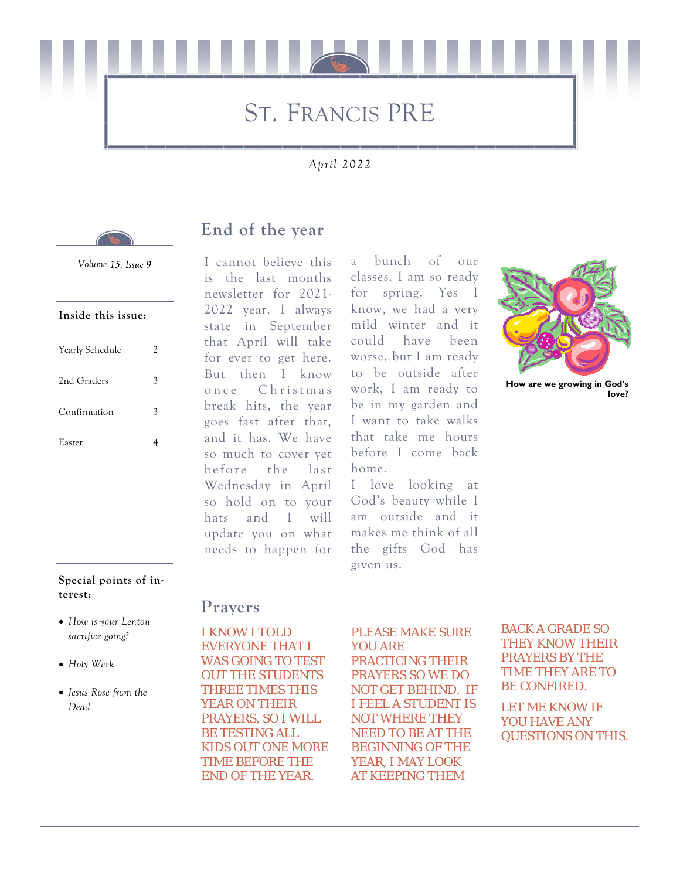# St. Francis PRE

*April 2022*

*Volume 15, Issue 9*

**Inside this issue:**

| | |
|---|---|
| Yearly Schedule | 2 |
| 2nd Graders | 3 |
| Confirmation | 3 |
| Easter | 4 |

**Special points of interest:**

- *How is your Lenton sacrifice going?*
- *Holy Week*
- *Jesus Rose from the Dead*

## End of the year

I cannot believe this is the last months newsletter for 2021-2022 year. I always state in September that April will take for ever to get here. But then I know once Christmas break hits, the year goes fast after that, and it has. We have so much to cover yet before the last Wednesday in April so hold on to your hats and I will update you on what needs to happen for a bunch of our classes. I am so ready for spring. Yes I know, we had a very mild winter and it could have been worse, but I am ready to be outside after work, I am ready to be in my garden and I want to take walks that take me hours before I come back home.

I love looking at God's beauty while I am outside and it makes me think of all the gifts God has given us.

**How are we growing in God's love?**

## Prayers

I KNOW I TOLD EVERYONE THAT I WAS GOING TO TEST OUT THE STUDENTS THREE TIMES THIS YEAR ON THEIR PRAYERS, SO I WILL BE TESTING ALL KIDS OUT ONE MORE TIME BEFORE THE END OF THE YEAR.

PLEASE MAKE SURE YOU ARE PRACTICING THEIR PRAYERS SO WE DO NOT GET BEHIND. IF I FEEL A STUDENT IS NOT WHERE THEY NEED TO BE AT THE BEGINNING OF THE YEAR, I MAY LOOK AT KEEPING THEM BACK A GRADE SO THEY KNOW THEIR PRAYERS BY THE TIME THEY ARE TO BE CONFIRED.

LET ME KNOW IF YOU HAVE ANY QUESTIONS ON THIS.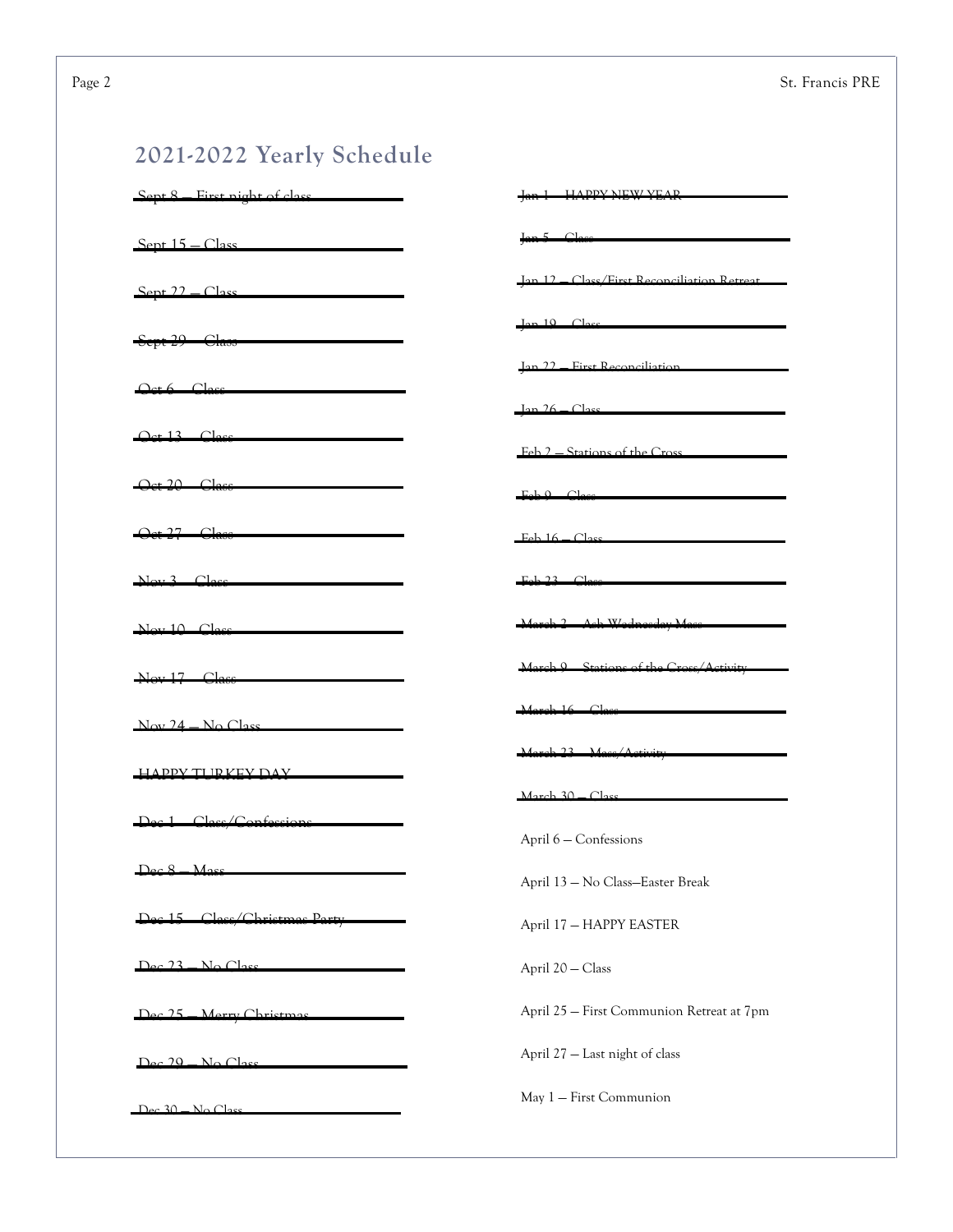## 2021-2022 Yearly Schedule

~~Sept 8 — First night of class~~

~~Sept 15 — Class~~

~~Sept 22 — Class~~

~~Sept 29 — Class~~

~~Oct 6 — Class~~

~~Oct 13 — Class~~

~~Oct 20 — Class~~

~~Oct 27 — Class~~

~~Nov 3 — Class~~

~~Nov 10 - Class~~

~~Nov 17 — Class~~

~~Nov 24 — No Class~~

~~HAPPY TURKEY DAY~~

~~Dec 1 — Class/Confessions~~

~~Dec 8 — Mass~~

~~Dec 15 — Class/Christmas Party~~

~~Dec 23 — No Class~~

~~Dec 25 — Merry Christmas~~

~~Dec 29 — No Class~~

~~Dec 30 — No Class~~

~~Jan 1 — HAPPY NEW YEAR~~

~~Jan 5 — Class~~

~~Jan 12 — Class/First Reconciliation Retreat~~

~~Jan 19 — Class~~

~~Jan 22 — First Reconciliation~~

~~Jan 26 — Class~~

~~Feb 2 — Stations of the Cross~~

~~Feb 9 — Class~~

~~Feb 16 — Class~~

~~Feb 23 — Class~~

~~March 2 — Ash Wednesday Mass~~

~~March 9 — Stations of the Cross/Activity~~

~~March 16 — Class~~

~~March 23 — Mass/Activity~~

~~March 30 — Class~~

April 6 — Confessions

April 13 — No Class—Easter Break

April 17 — HAPPY EASTER

April 20 — Class

April 25 — First Communion Retreat at 7pm

April 27 — Last night of class

May 1 — First Communion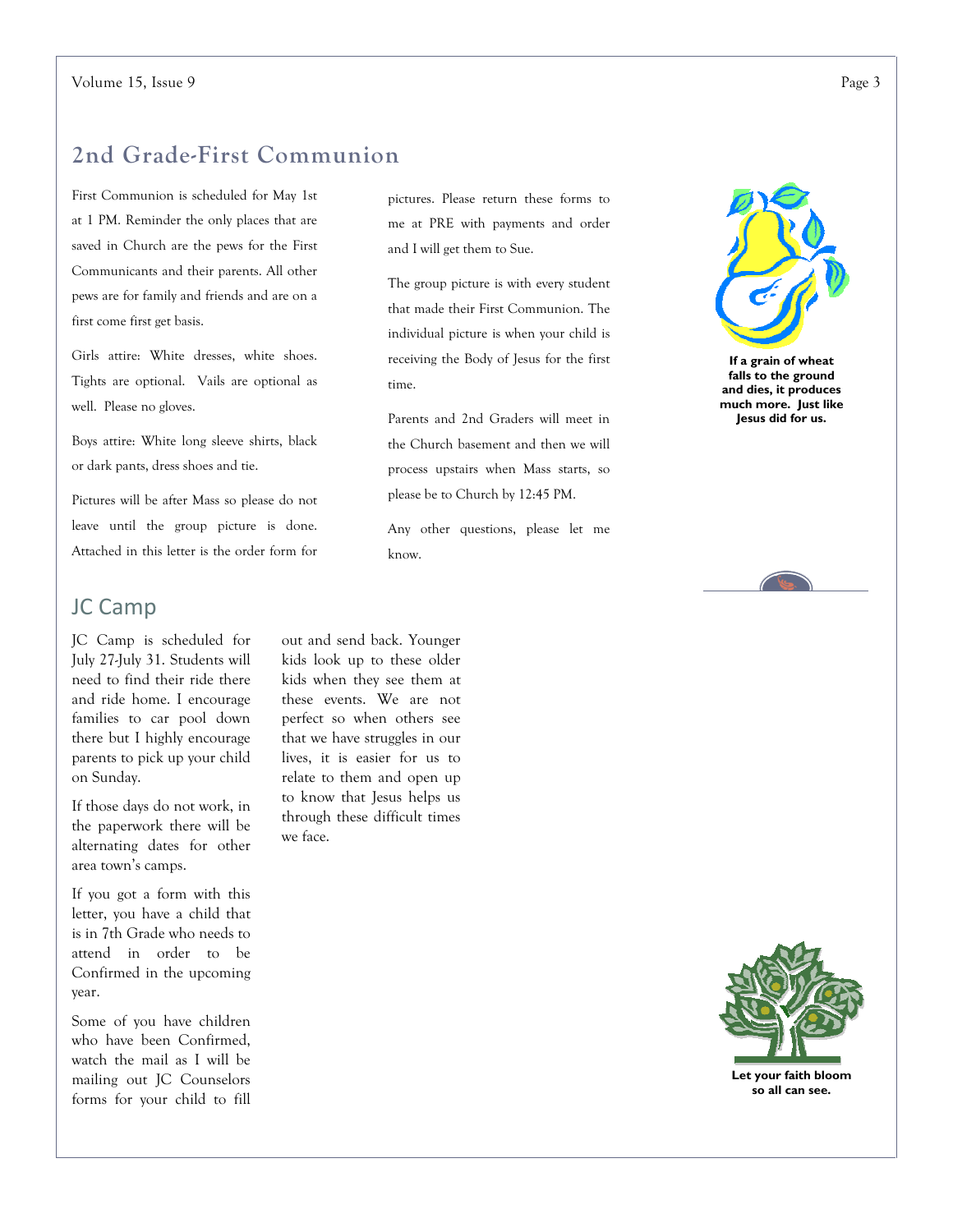## 2nd Grade-First Communion

First Communion is scheduled for May 1st at 1 PM. Reminder the only places that are saved in Church are the pews for the First Communicants and their parents. All other pews are for family and friends and are on a first come first get basis.

Girls attire: White dresses, white shoes. Tights are optional. Vails are optional as well. Please no gloves.

Boys attire: White long sleeve shirts, black or dark pants, dress shoes and tie.

Pictures will be after Mass so please do not leave until the group picture is done. Attached in this letter is the order form for pictures. Please return these forms to me at PRE with payments and order and I will get them to Sue.

The group picture is with every student that made their First Communion. The individual picture is when your child is receiving the Body of Jesus for the first time.

Parents and 2nd Graders will meet in the Church basement and then we will process upstairs when Mass starts, so please be to Church by 12:45 PM.

Any other questions, please let me know.

**If a grain of wheat falls to the ground and dies, it produces much more. Just like Jesus did for us.**

## JC Camp

JC Camp is scheduled for July 27-July 31. Students will need to find their ride there and ride home. I encourage families to car pool down there but I highly encourage parents to pick up your child on Sunday.

If those days do not work, in the paperwork there will be alternating dates for other area town's camps.

If you got a form with this letter, you have a child that is in 7th Grade who needs to attend in order to be Confirmed in the upcoming year.

Some of you have children who have been Confirmed, watch the mail as I will be mailing out JC Counselors forms for your child to fill out and send back. Younger kids look up to these older kids when they see them at these events. We are not perfect so when others see that we have struggles in our lives, it is easier for us to relate to them and open up to know that Jesus helps us through these difficult times we face.

**Let your faith bloom so all can see.**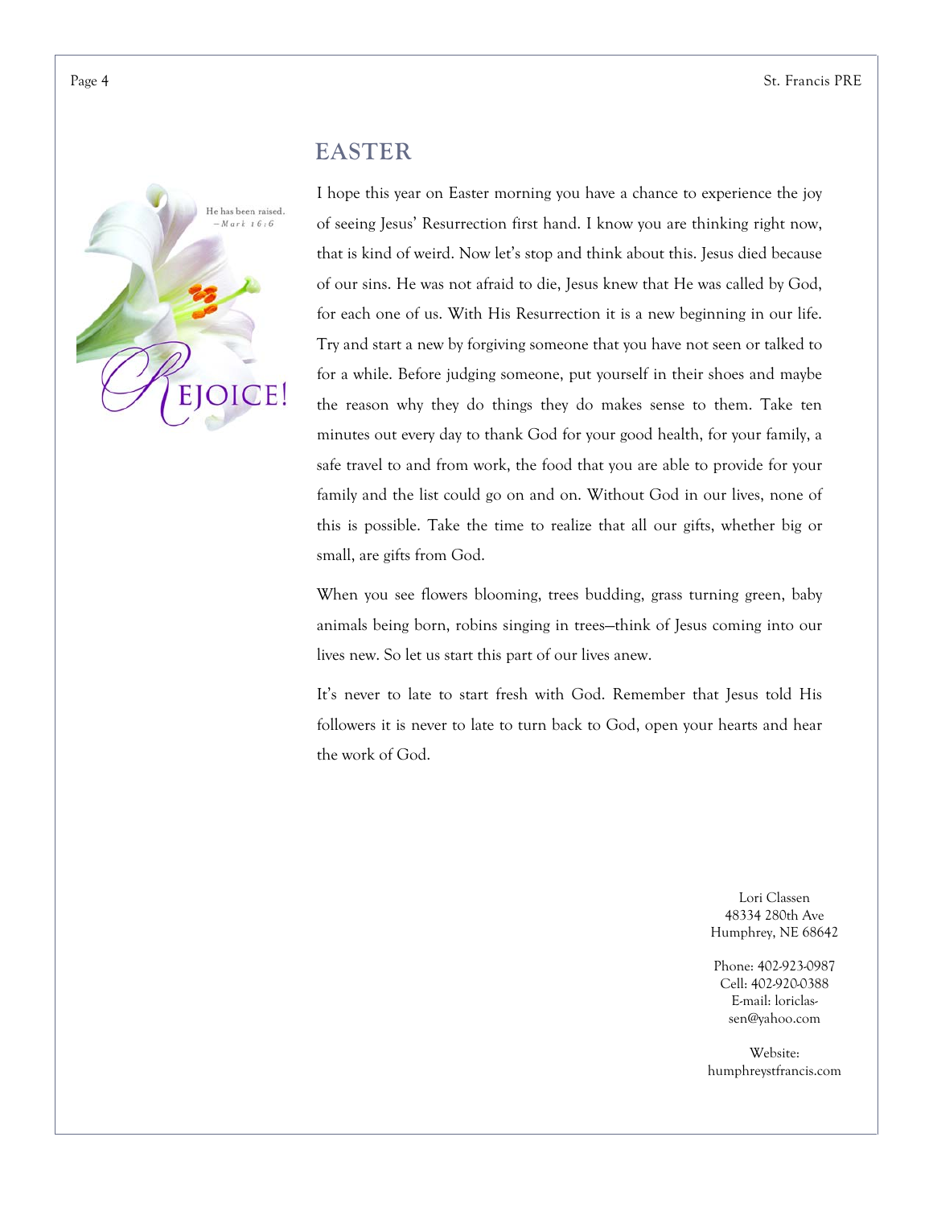## EASTER

I hope this year on Easter morning you have a chance to experience the joy of seeing Jesus' Resurrection first hand. I know you are thinking right now, that is kind of weird. Now let's stop and think about this. Jesus died because of our sins. He was not afraid to die, Jesus knew that He was called by God, for each one of us. With His Resurrection it is a new beginning in our life. Try and start a new by forgiving someone that you have not seen or talked to for a while. Before judging someone, put yourself in their shoes and maybe the reason why they do things they do makes sense to them. Take ten minutes out every day to thank God for your good health, for your family, a safe travel to and from work, the food that you are able to provide for your family and the list could go on and on. Without God in our lives, none of this is possible. Take the time to realize that all our gifts, whether big or small, are gifts from God.

When you see flowers blooming, trees budding, grass turning green, baby animals being born, robins singing in trees—think of Jesus coming into our lives new. So let us start this part of our lives anew.

It's never to late to start fresh with God. Remember that Jesus told His followers it is never to late to turn back to God, open your hearts and hear the work of God.

Lori Classen
48334 280th Ave
Humphrey, NE 68642

Phone: 402-923-0987
Cell: 402-920-0388
E-mail: loriclassen@yahoo.com

Website:
humphreystfrancis.com